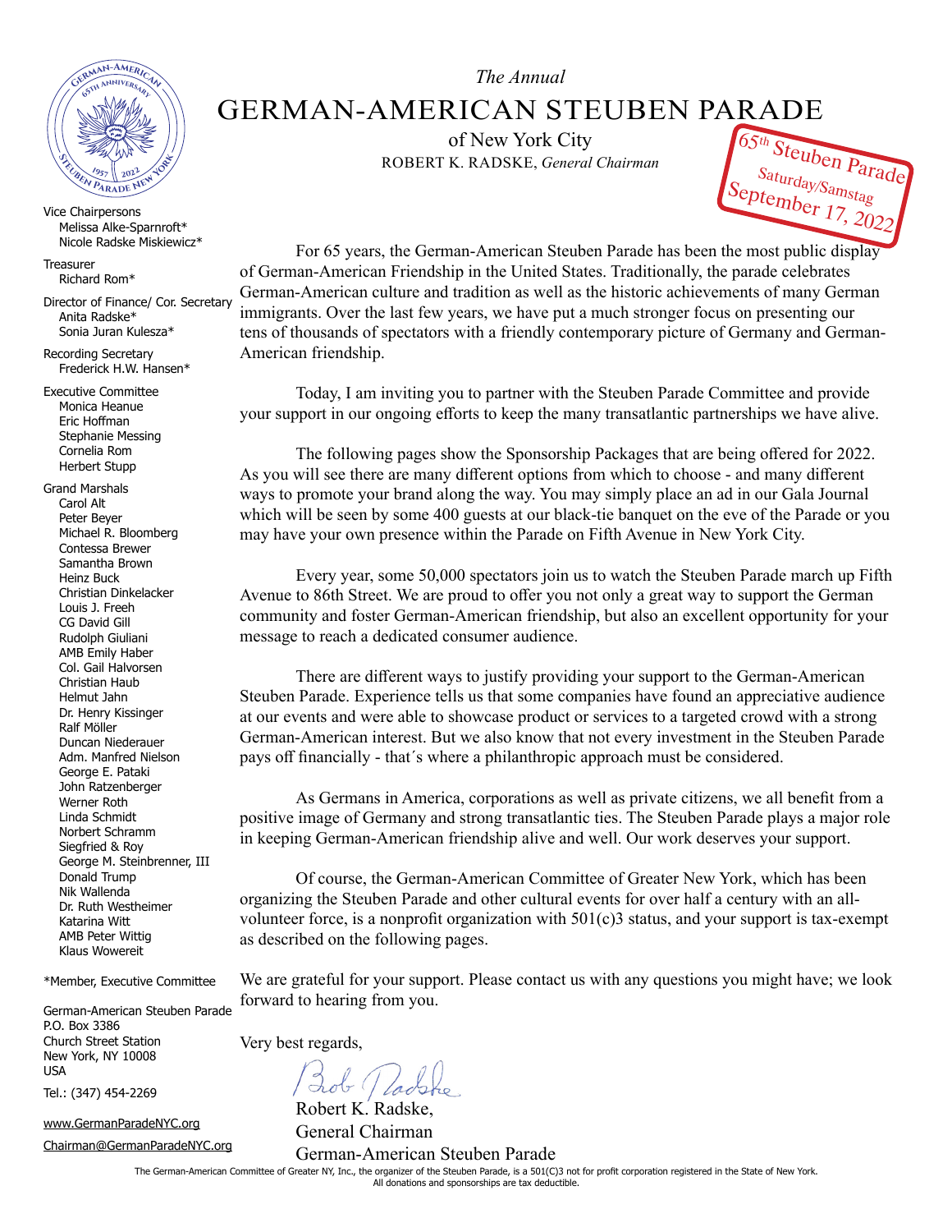*The Annual*

# GERMAN-AMERICAN STEUBEN PARADE

of New York City

ROBERT K. RADSKE, *General Chairman*

65th Steuben Parade
Saturday/Samstag
September 17, 2022

Vice Chairpersons
Melissa Alke-Sparnroft*
Nicole Radske Miskiewicz*

Treasurer
Richard Rom*

Director of Finance/ Cor. Secretary
Anita Radske*
Sonia Juran Kulesza*

Recording Secretary
Frederick H.W. Hansen*

Executive Committee
Monica Heanue
Eric Hoffman
Stephanie Messing
Cornelia Rom
Herbert Stupp

Grand Marshals
Carol Alt
Peter Beyer
Michael R. Bloomberg
Contessa Brewer
Samantha Brown
Heinz Buck
Christian Dinkelacker
Louis J. Freeh
CG David Gill
Rudolph Giuliani
AMB Emily Haber
Col. Gail Halvorsen
Christian Haub
Helmut Jahn
Dr. Henry Kissinger
Ralf Möller
Duncan Niederauer
Adm. Manfred Nielson
George E. Pataki
John Ratzenberger
Werner Roth
Linda Schmidt
Norbert Schramm
Siegfried & Roy
George M. Steinbrenner, III
Donald Trump
Nik Wallenda
Dr. Ruth Westheimer
Katarina Witt
AMB Peter Wittig
Klaus Wowereit

*Member, Executive Committee

German-American Steuben Parade
P.O. Box 3386
Church Street Station
New York, NY 10008
USA

Tel.: (347) 454-2269

www.GermanParadeNYC.org

Chairman@GermanParadeNYC.org

For 65 years, the German-American Steuben Parade has been the most public display of German-American Friendship in the United States. Traditionally, the parade celebrates German-American culture and tradition as well as the historic achievements of many German immigrants. Over the last few years, we have put a much stronger focus on presenting our tens of thousands of spectators with a friendly contemporary picture of Germany and German-American friendship.

Today, I am inviting you to partner with the Steuben Parade Committee and provide your support in our ongoing efforts to keep the many transatlantic partnerships we have alive.

The following pages show the Sponsorship Packages that are being offered for 2022. As you will see there are many different options from which to choose - and many different ways to promote your brand along the way. You may simply place an ad in our Gala Journal which will be seen by some 400 guests at our black-tie banquet on the eve of the Parade or you may have your own presence within the Parade on Fifth Avenue in New York City.

Every year, some 50,000 spectators join us to watch the Steuben Parade march up Fifth Avenue to 86th Street. We are proud to offer you not only a great way to support the German community and foster German-American friendship, but also an excellent opportunity for your message to reach a dedicated consumer audience.

There are different ways to justify providing your support to the German-American Steuben Parade. Experience tells us that some companies have found an appreciative audience at our events and were able to showcase product or services to a targeted crowd with a strong German-American interest. But we also know that not every investment in the Steuben Parade pays off financially - that´s where a philanthropic approach must be considered.

As Germans in America, corporations as well as private citizens, we all benefit from a positive image of Germany and strong transatlantic ties. The Steuben Parade plays a major role in keeping German-American friendship alive and well. Our work deserves your support.

Of course, the German-American Committee of Greater New York, which has been organizing the Steuben Parade and other cultural events for over half a century with an all-volunteer force, is a nonprofit organization with 501(c)3 status, and your support is tax-exempt as described on the following pages.

We are grateful for your support. Please contact us with any questions you might have; we look forward to hearing from you.

Very best regards,

Bob Radske

Robert K. Radske,
General Chairman
German-American Steuben Parade

The German-American Committee of Greater NY, Inc., the organizer of the Steuben Parade, is a 501(C)3 not for profit corporation registered in the State of New York. All donations and sponsorships are tax deductible.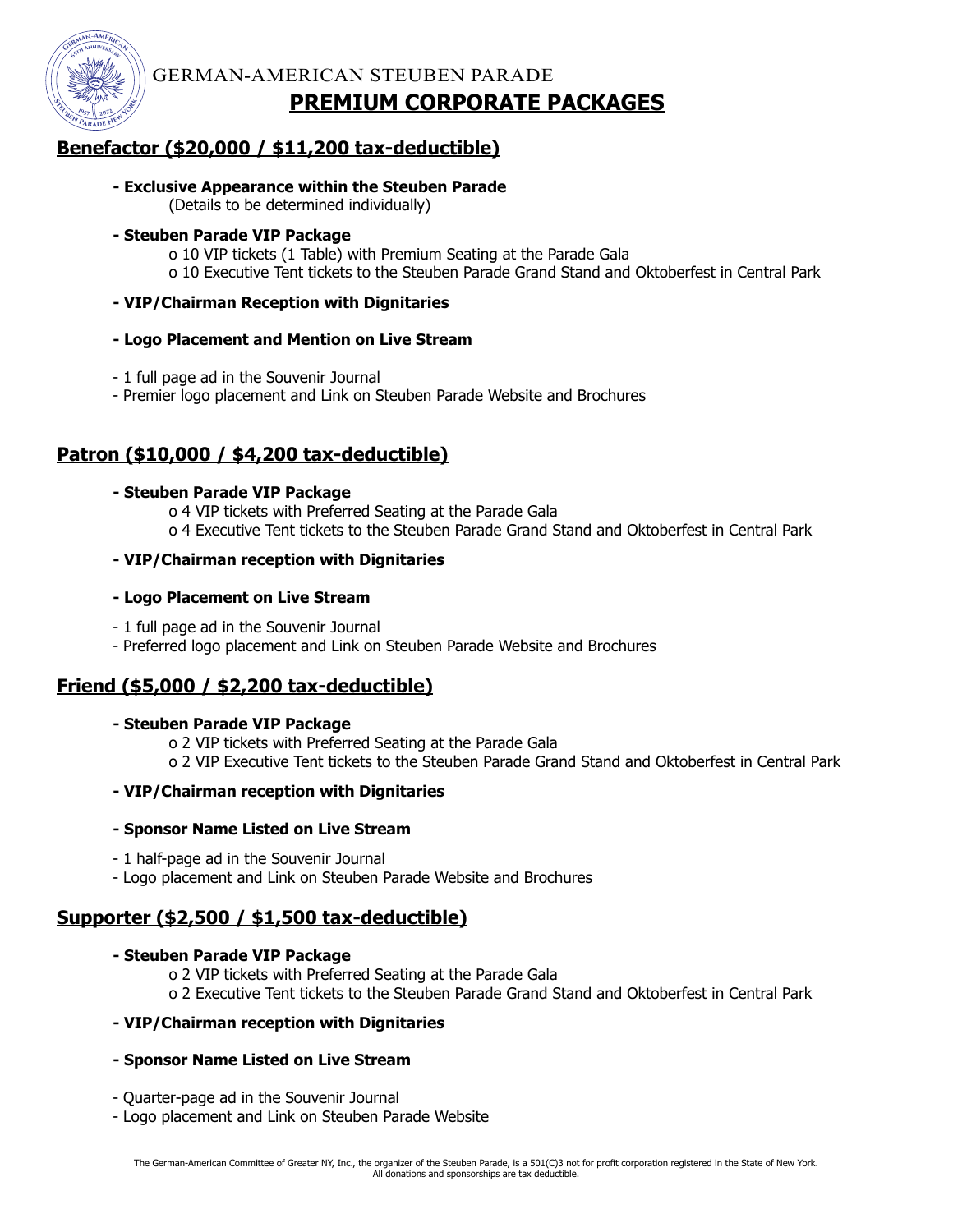GERMAN-AMERICAN STEUBEN PARADE

# PREMIUM CORPORATE PACKAGES

## Benefactor ($20,000 / $11,200 tax-deductible)

**- Exclusive Appearance within the Steuben Parade**
(Details to be determined individually)

**- Steuben Parade VIP Package**
- o 10 VIP tickets (1 Table) with Premium Seating at the Parade Gala
- o 10 Executive Tent tickets to the Steuben Parade Grand Stand and Oktoberfest in Central Park

**- VIP/Chairman Reception with Dignitaries**

**- Logo Placement and Mention on Live Stream**

- 1 full page ad in the Souvenir Journal
- Premier logo placement and Link on Steuben Parade Website and Brochures

## Patron ($10,000 / $4,200 tax-deductible)

**- Steuben Parade VIP Package**
- o 4 VIP tickets with Preferred Seating at the Parade Gala
- o 4 Executive Tent tickets to the Steuben Parade Grand Stand and Oktoberfest in Central Park

**- VIP/Chairman reception with Dignitaries**

**- Logo Placement on Live Stream**

- 1 full page ad in the Souvenir Journal
- Preferred logo placement and Link on Steuben Parade Website and Brochures

## Friend ($5,000 / $2,200 tax-deductible)

**- Steuben Parade VIP Package**
- o 2 VIP tickets with Preferred Seating at the Parade Gala
- o 2 VIP Executive Tent tickets to the Steuben Parade Grand Stand and Oktoberfest in Central Park

**- VIP/Chairman reception with Dignitaries**

**- Sponsor Name Listed on Live Stream**

- 1 half-page ad in the Souvenir Journal
- Logo placement and Link on Steuben Parade Website and Brochures

## Supporter ($2,500 / $1,500 tax-deductible)

**- Steuben Parade VIP Package**
- o 2 VIP tickets with Preferred Seating at the Parade Gala
- o 2 Executive Tent tickets to the Steuben Parade Grand Stand and Oktoberfest in Central Park

**- VIP/Chairman reception with Dignitaries**

**- Sponsor Name Listed on Live Stream**

- Quarter-page ad in the Souvenir Journal
- Logo placement and Link on Steuben Parade Website

The German-American Committee of Greater NY, Inc., the organizer of the Steuben Parade, is a 501(C)3 not for profit corporation registered in the State of New York. All donations and sponsorships are tax deductible.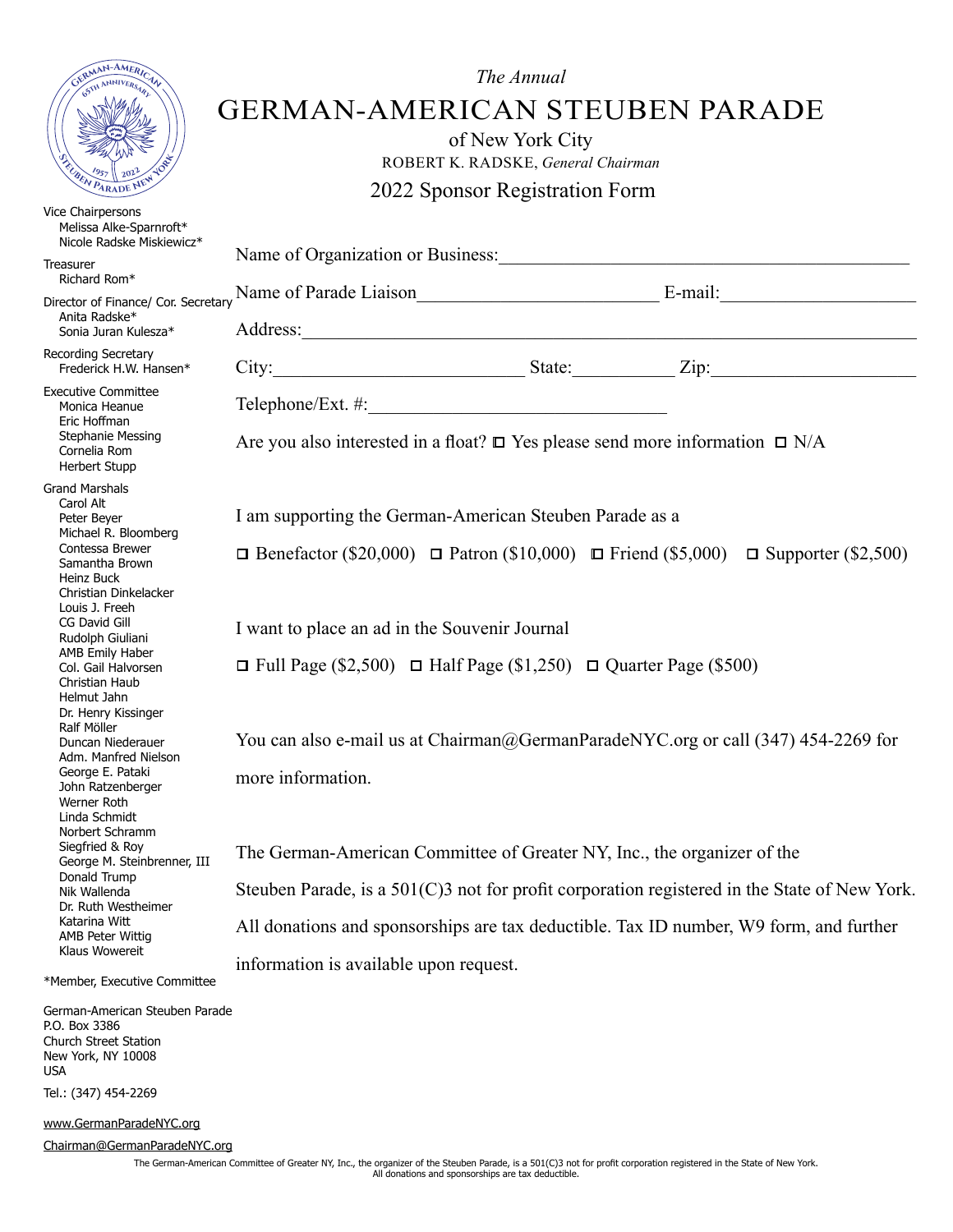*The Annual*

# GERMAN-AMERICAN STEUBEN PARADE

of New York City

ROBERT K. RADSKE, *General Chairman*

## 2022 Sponsor Registration Form

Name of Organization or Business:\_\_\_\_\_\_\_\_\_\_\_\_\_\_\_\_\_\_\_\_\_\_\_\_\_\_\_\_\_\_\_\_\_\_\_\_\_\_\_\_

Name of Parade Liaison\_\_\_\_\_\_\_\_\_\_\_\_\_\_\_\_\_\_\_\_\_\_\_\_\_\_ E-mail:\_\_\_\_\_\_\_\_\_\_\_\_\_\_\_\_\_\_\_\_

Address:\_\_\_\_\_\_\_\_\_\_\_\_\_\_\_\_\_\_\_\_\_\_\_\_\_\_\_\_\_\_\_\_\_\_\_\_\_\_\_\_\_\_\_\_\_\_\_\_\_\_\_\_\_\_\_\_\_\_\_\_\_\_\_\_

City:\_\_\_\_\_\_\_\_\_\_\_\_\_\_\_\_\_\_\_\_\_\_\_\_\_\_ State:\_\_\_\_\_\_\_\_\_\_ Zip:\_\_\_\_\_\_\_\_\_\_\_\_\_\_\_\_\_\_\_\_\_

Telephone/Ext. #:\_\_\_\_\_\_\_\_\_\_\_\_\_\_\_\_\_\_\_\_\_\_\_\_\_\_\_\_\_\_

Are you also interested in a float? ☐ Yes please send more information ☐ N/A

I am supporting the German-American Steuben Parade as a

☐ Benefactor ($20,000) ☐ Patron ($10,000) ☐ Friend ($5,000) ☐ Supporter ($2,500)

I want to place an ad in the Souvenir Journal

☐ Full Page ($2,500) ☐ Half Page ($1,250) ☐ Quarter Page ($500)

You can also e-mail us at Chairman@GermanParadeNYC.org or call (347) 454-2269 for more information.

The German-American Committee of Greater NY, Inc., the organizer of the Steuben Parade, is a 501(C)3 not for profit corporation registered in the State of New York. All donations and sponsorships are tax deductible. Tax ID number, W9 form, and further information is available upon request.

Vice Chairpersons
- Melissa Alke-Sparnroft*
- Nicole Radske Miskiewicz*

Treasurer
- Richard Rom*

Director of Finance/ Cor. Secretary
- Anita Radske*
- Sonia Juran Kulesza*

Recording Secretary
- Frederick H.W. Hansen*

Executive Committee
- Monica Heanue
- Eric Hoffman
- Stephanie Messing
- Cornelia Rom
- Herbert Stupp

Grand Marshals
- Carol Alt
- Peter Beyer
- Michael R. Bloomberg
- Contessa Brewer
- Samantha Brown
- Heinz Buck
- Christian Dinkelacker
- Louis J. Freeh
- CG David Gill
- Rudolph Giuliani
- AMB Emily Haber
- Col. Gail Halvorsen
- Christian Haub
- Helmut Jahn
- Dr. Henry Kissinger
- Ralf Möller
- Duncan Niederauer
- Adm. Manfred Nielson
- George E. Pataki
- John Ratzenberger
- Werner Roth
- Linda Schmidt
- Norbert Schramm
- Siegfried & Roy
- George M. Steinbrenner, III
- Donald Trump
- Nik Wallenda
- Dr. Ruth Westheimer
- Katarina Witt
- AMB Peter Wittig
- Klaus Wowereit

*Member, Executive Committee

German-American Steuben Parade
P.O. Box 3386
Church Street Station
New York, NY 10008
USA

Tel.: (347) 454-2269

www.GermanParadeNYC.org

Chairman@GermanParadeNYC.org

The German-American Committee of Greater NY, Inc., the organizer of the Steuben Parade, is a 501(C)3 not for profit corporation registered in the State of New York. All donations and sponsorships are tax deductible.